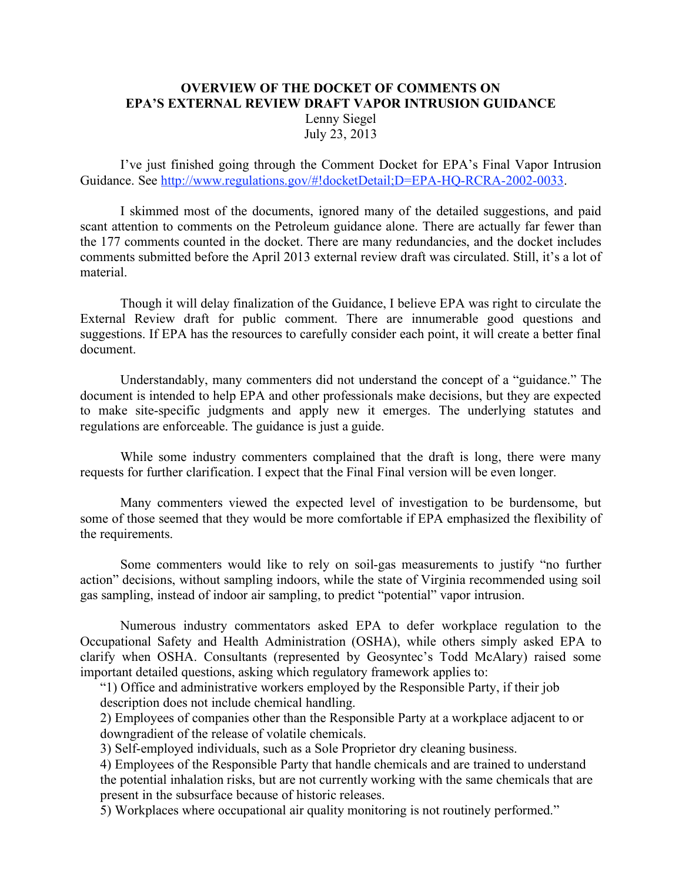**OVERVIEW OF THE DOCKET OF COMMENTS ON**
**EPA'S EXTERNAL REVIEW DRAFT VAPOR INTRUSION GUIDANCE**

Lenny Siegel
July 23, 2013

I've just finished going through the Comment Docket for EPA's Final Vapor Intrusion Guidance. See [http://www.regulations.gov/#!docketDetail;D=EPA-HQ-RCRA-2002-0033](http://www.regulations.gov/#!docketDetail;D=EPA-HQ-RCRA-2002-0033).

I skimmed most of the documents, ignored many of the detailed suggestions, and paid scant attention to comments on the Petroleum guidance alone. There are actually far fewer than the 177 comments counted in the docket. There are many redundancies, and the docket includes comments submitted before the April 2013 external review draft was circulated. Still, it's a lot of material.

Though it will delay finalization of the Guidance, I believe EPA was right to circulate the External Review draft for public comment. There are innumerable good questions and suggestions. If EPA has the resources to carefully consider each point, it will create a better final document.

Understandably, many commenters did not understand the concept of a "guidance." The document is intended to help EPA and other professionals make decisions, but they are expected to make site-specific judgments and apply new it emerges. The underlying statutes and regulations are enforceable. The guidance is just a guide.

While some industry commenters complained that the draft is long, there were many requests for further clarification. I expect that the Final Final version will be even longer.

Many commenters viewed the expected level of investigation to be burdensome, but some of those seemed that they would be more comfortable if EPA emphasized the flexibility of the requirements.

Some commenters would like to rely on soil-gas measurements to justify "no further action" decisions, without sampling indoors, while the state of Virginia recommended using soil gas sampling, instead of indoor air sampling, to predict "potential" vapor intrusion.

Numerous industry commentators asked EPA to defer workplace regulation to the Occupational Safety and Health Administration (OSHA), while others simply asked EPA to clarify when OSHA. Consultants (represented by Geosyntec's Todd McAlary) raised some important detailed questions, asking which regulatory framework applies to:

"1) Office and administrative workers employed by the Responsible Party, if their job description does not include chemical handling.
2) Employees of companies other than the Responsible Party at a workplace adjacent to or downgradient of the release of volatile chemicals.
3) Self-employed individuals, such as a Sole Proprietor dry cleaning business.
4) Employees of the Responsible Party that handle chemicals and are trained to understand the potential inhalation risks, but are not currently working with the same chemicals that are present in the subsurface because of historic releases.
5) Workplaces where occupational air quality monitoring is not routinely performed."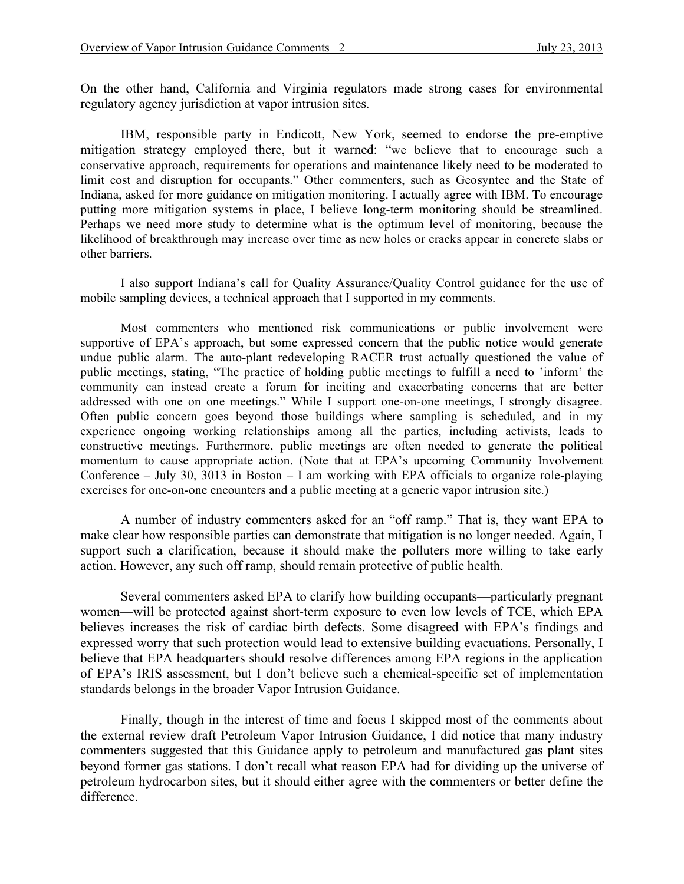On the other hand, California and Virginia regulators made strong cases for environmental regulatory agency jurisdiction at vapor intrusion sites.

IBM, responsible party in Endicott, New York, seemed to endorse the pre-emptive mitigation strategy employed there, but it warned: "we believe that to encourage such a conservative approach, requirements for operations and maintenance likely need to be moderated to limit cost and disruption for occupants." Other commenters, such as Geosyntec and the State of Indiana, asked for more guidance on mitigation monitoring. I actually agree with IBM. To encourage putting more mitigation systems in place, I believe long-term monitoring should be streamlined. Perhaps we need more study to determine what is the optimum level of monitoring, because the likelihood of breakthrough may increase over time as new holes or cracks appear in concrete slabs or other barriers.

I also support Indiana's call for Quality Assurance/Quality Control guidance for the use of mobile sampling devices, a technical approach that I supported in my comments.

Most commenters who mentioned risk communications or public involvement were supportive of EPA's approach, but some expressed concern that the public notice would generate undue public alarm. The auto-plant redeveloping RACER trust actually questioned the value of public meetings, stating, "The practice of holding public meetings to fulfill a need to 'inform' the community can instead create a forum for inciting and exacerbating concerns that are better addressed with one on one meetings." While I support one-on-one meetings, I strongly disagree. Often public concern goes beyond those buildings where sampling is scheduled, and in my experience ongoing working relationships among all the parties, including activists, leads to constructive meetings. Furthermore, public meetings are often needed to generate the political momentum to cause appropriate action. (Note that at EPA's upcoming Community Involvement Conference – July 30, 3013 in Boston – I am working with EPA officials to organize role-playing exercises for one-on-one encounters and a public meeting at a generic vapor intrusion site.)

A number of industry commenters asked for an "off ramp." That is, they want EPA to make clear how responsible parties can demonstrate that mitigation is no longer needed. Again, I support such a clarification, because it should make the polluters more willing to take early action. However, any such off ramp, should remain protective of public health.

Several commenters asked EPA to clarify how building occupants—particularly pregnant women—will be protected against short-term exposure to even low levels of TCE, which EPA believes increases the risk of cardiac birth defects. Some disagreed with EPA's findings and expressed worry that such protection would lead to extensive building evacuations. Personally, I believe that EPA headquarters should resolve differences among EPA regions in the application of EPA's IRIS assessment, but I don't believe such a chemical-specific set of implementation standards belongs in the broader Vapor Intrusion Guidance.

Finally, though in the interest of time and focus I skipped most of the comments about the external review draft Petroleum Vapor Intrusion Guidance, I did notice that many industry commenters suggested that this Guidance apply to petroleum and manufactured gas plant sites beyond former gas stations. I don't recall what reason EPA had for dividing up the universe of petroleum hydrocarbon sites, but it should either agree with the commenters or better define the difference.